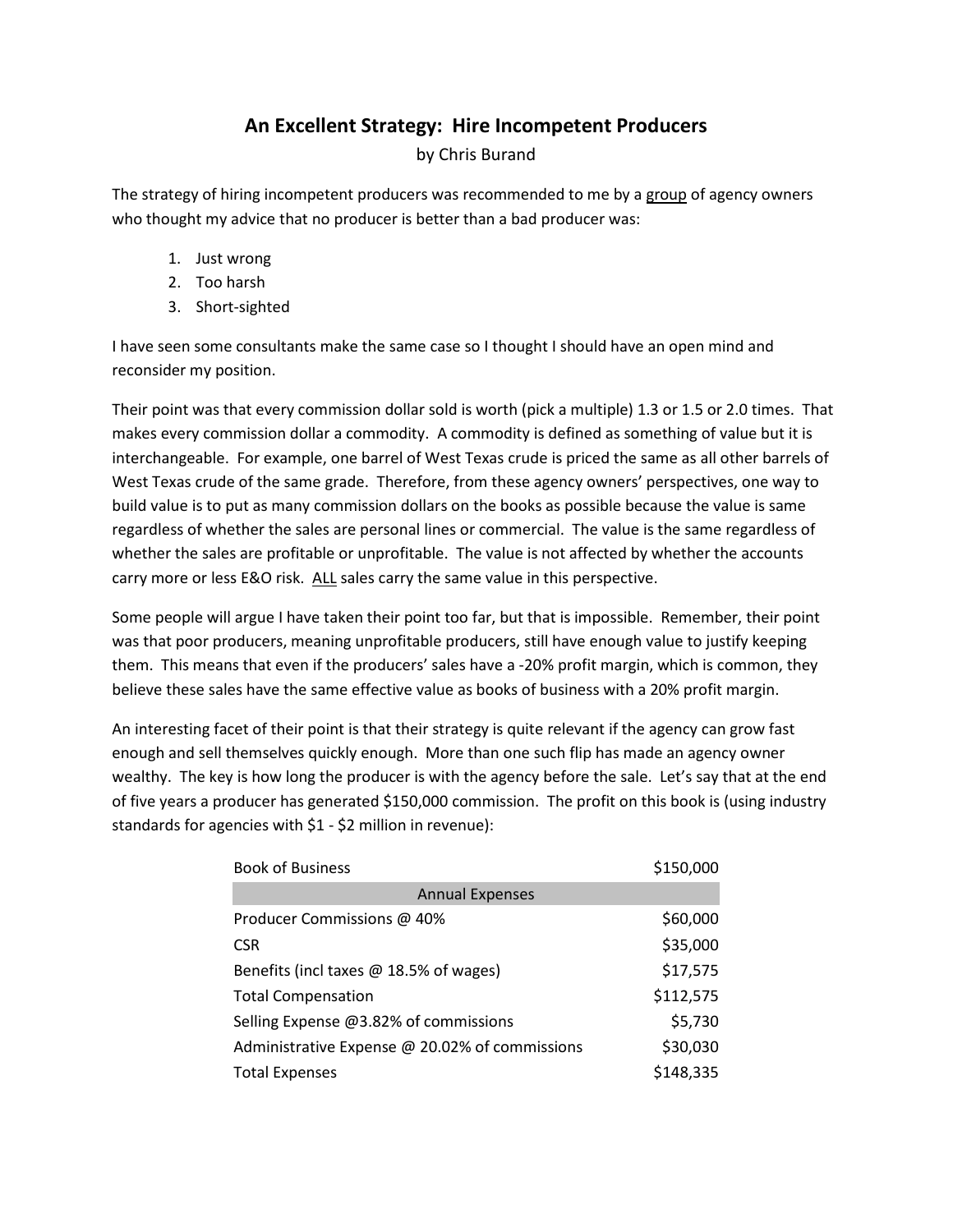# An Excellent Strategy: Hire Incompetent Producers

by Chris Burand

The strategy of hiring incompetent producers was recommended to me by a group of agency owners who thought my advice that no producer is better than a bad producer was:

1. Just wrong
2. Too harsh
3. Short-sighted

I have seen some consultants make the same case so I thought I should have an open mind and reconsider my position.

Their point was that every commission dollar sold is worth (pick a multiple) 1.3 or 1.5 or 2.0 times. That makes every commission dollar a commodity. A commodity is defined as something of value but it is interchangeable. For example, one barrel of West Texas crude is priced the same as all other barrels of West Texas crude of the same grade. Therefore, from these agency owners' perspectives, one way to build value is to put as many commission dollars on the books as possible because the value is same regardless of whether the sales are personal lines or commercial. The value is the same regardless of whether the sales are profitable or unprofitable. The value is not affected by whether the accounts carry more or less E&O risk. ALL sales carry the same value in this perspective.

Some people will argue I have taken their point too far, but that is impossible. Remember, their point was that poor producers, meaning unprofitable producers, still have enough value to justify keeping them. This means that even if the producers' sales have a -20% profit margin, which is common, they believe these sales have the same effective value as books of business with a 20% profit margin.

An interesting facet of their point is that their strategy is quite relevant if the agency can grow fast enough and sell themselves quickly enough. More than one such flip has made an agency owner wealthy. The key is how long the producer is with the agency before the sale. Let's say that at the end of five years a producer has generated $150,000 commission. The profit on this book is (using industry standards for agencies with $1 - $2 million in revenue):

| Book of Business | $150,000 |
|---|---|
| **Annual Expenses** | |
| Producer Commissions @ 40% | $60,000 |
| CSR | $35,000 |
| Benefits (incl taxes @ 18.5% of wages) | $17,575 |
| Total Compensation | $112,575 |
| Selling Expense @3.82% of commissions | $5,730 |
| Administrative Expense @ 20.02% of commissions | $30,030 |
| Total Expenses | $148,335 |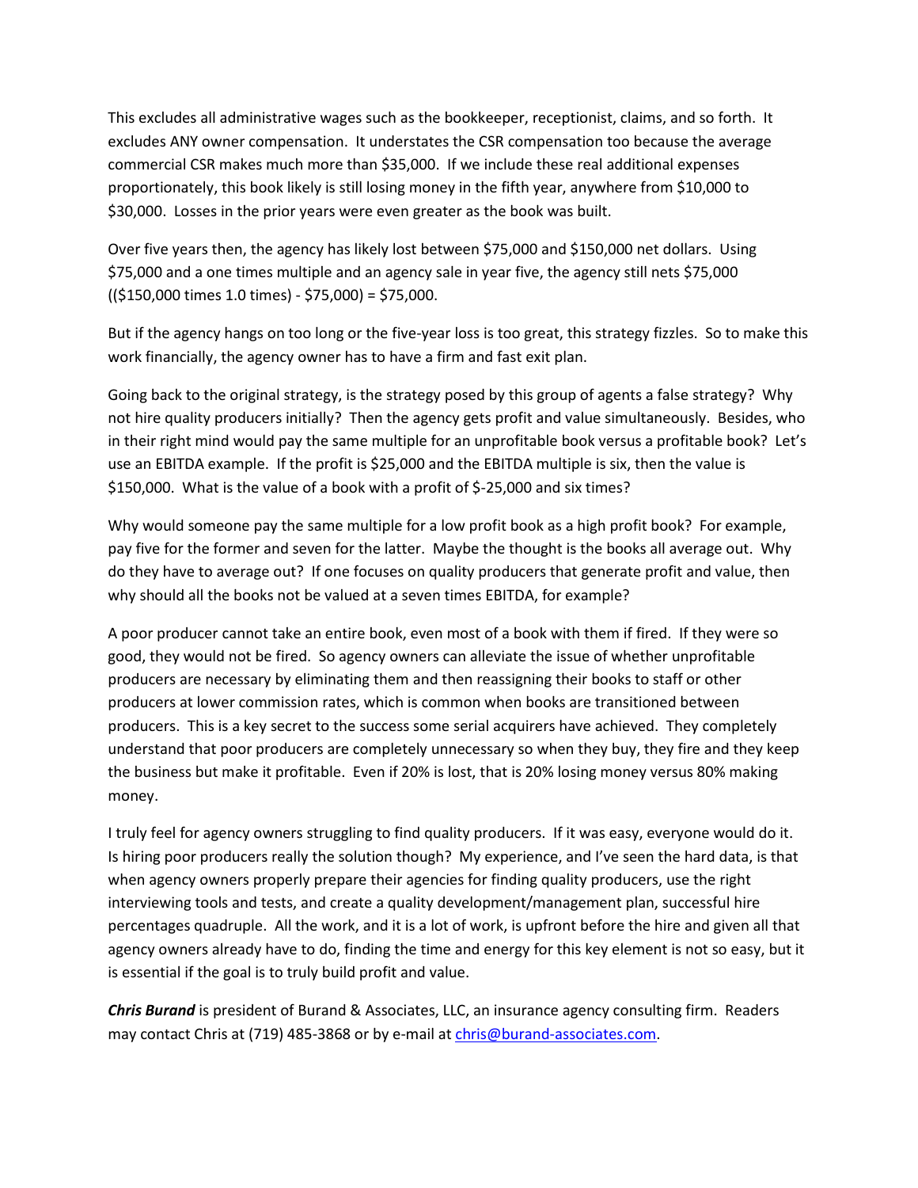This excludes all administrative wages such as the bookkeeper, receptionist, claims, and so forth. It excludes ANY owner compensation. It understates the CSR compensation too because the average commercial CSR makes much more than $35,000. If we include these real additional expenses proportionately, this book likely is still losing money in the fifth year, anywhere from $10,000 to $30,000. Losses in the prior years were even greater as the book was built.

Over five years then, the agency has likely lost between $75,000 and $150,000 net dollars. Using $75,000 and a one times multiple and an agency sale in year five, the agency still nets $75,000 (($150,000 times 1.0 times) - $75,000) = $75,000.

But if the agency hangs on too long or the five-year loss is too great, this strategy fizzles. So to make this work financially, the agency owner has to have a firm and fast exit plan.

Going back to the original strategy, is the strategy posed by this group of agents a false strategy? Why not hire quality producers initially? Then the agency gets profit and value simultaneously. Besides, who in their right mind would pay the same multiple for an unprofitable book versus a profitable book? Let's use an EBITDA example. If the profit is $25,000 and the EBITDA multiple is six, then the value is $150,000. What is the value of a book with a profit of $-25,000 and six times?

Why would someone pay the same multiple for a low profit book as a high profit book? For example, pay five for the former and seven for the latter. Maybe the thought is the books all average out. Why do they have to average out? If one focuses on quality producers that generate profit and value, then why should all the books not be valued at a seven times EBITDA, for example?

A poor producer cannot take an entire book, even most of a book with them if fired. If they were so good, they would not be fired. So agency owners can alleviate the issue of whether unprofitable producers are necessary by eliminating them and then reassigning their books to staff or other producers at lower commission rates, which is common when books are transitioned between producers. This is a key secret to the success some serial acquirers have achieved. They completely understand that poor producers are completely unnecessary so when they buy, they fire and they keep the business but make it profitable. Even if 20% is lost, that is 20% losing money versus 80% making money.

I truly feel for agency owners struggling to find quality producers. If it was easy, everyone would do it. Is hiring poor producers really the solution though? My experience, and I've seen the hard data, is that when agency owners properly prepare their agencies for finding quality producers, use the right interviewing tools and tests, and create a quality development/management plan, successful hire percentages quadruple. All the work, and it is a lot of work, is upfront before the hire and given all that agency owners already have to do, finding the time and energy for this key element is not so easy, but it is essential if the goal is to truly build profit and value.

***Chris Burand*** is president of Burand & Associates, LLC, an insurance agency consulting firm. Readers may contact Chris at (719) 485-3868 or by e-mail at chris@burand-associates.com.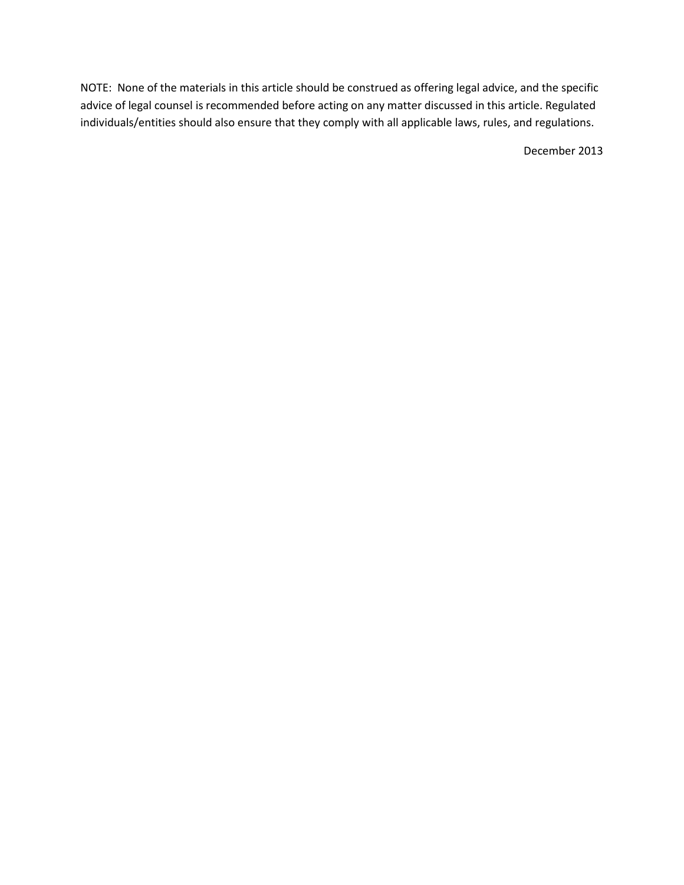NOTE: None of the materials in this article should be construed as offering legal advice, and the specific advice of legal counsel is recommended before acting on any matter discussed in this article. Regulated individuals/entities should also ensure that they comply with all applicable laws, rules, and regulations.

December 2013